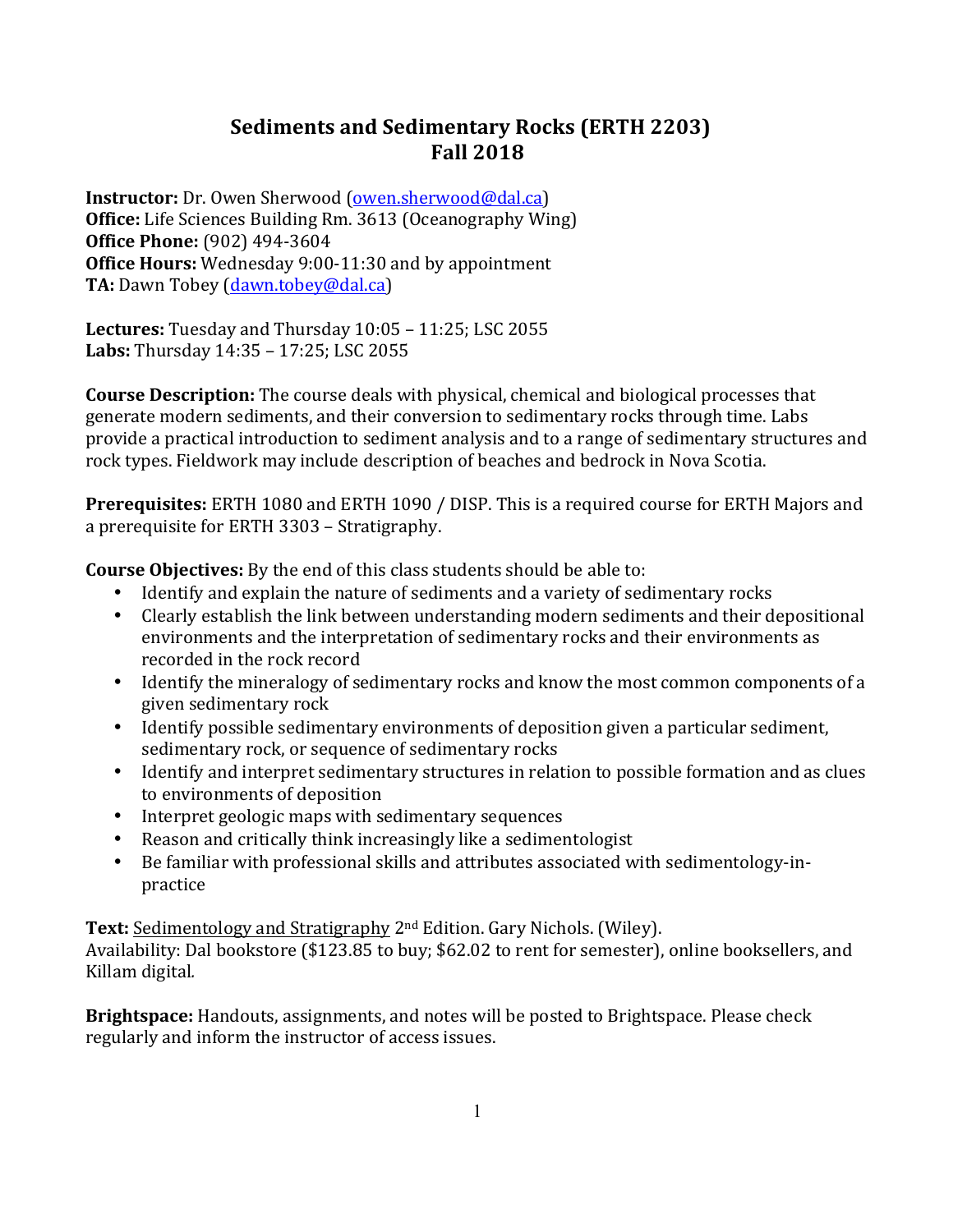# Sediments and Sedimentary Rocks (ERTH 2203)
# Fall 2018

**Instructor:** Dr. Owen Sherwood (owen.sherwood@dal.ca)
**Office:** Life Sciences Building Rm. 3613 (Oceanography Wing)
**Office Phone:** (902) 494-3604
**Office Hours:** Wednesday 9:00-11:30 and by appointment
**TA:** Dawn Tobey (dawn.tobey@dal.ca)

**Lectures:** Tuesday and Thursday 10:05 – 11:25; LSC 2055
**Labs:** Thursday 14:35 – 17:25; LSC 2055

**Course Description:** The course deals with physical, chemical and biological processes that generate modern sediments, and their conversion to sedimentary rocks through time. Labs provide a practical introduction to sediment analysis and to a range of sedimentary structures and rock types. Fieldwork may include description of beaches and bedrock in Nova Scotia.

**Prerequisites:** ERTH 1080 and ERTH 1090 / DISP. This is a required course for ERTH Majors and a prerequisite for ERTH 3303 – Stratigraphy.

**Course Objectives:** By the end of this class students should be able to:

- Identify and explain the nature of sediments and a variety of sedimentary rocks
- Clearly establish the link between understanding modern sediments and their depositional environments and the interpretation of sedimentary rocks and their environments as recorded in the rock record
- Identify the mineralogy of sedimentary rocks and know the most common components of a given sedimentary rock
- Identify possible sedimentary environments of deposition given a particular sediment, sedimentary rock, or sequence of sedimentary rocks
- Identify and interpret sedimentary structures in relation to possible formation and as clues to environments of deposition
- Interpret geologic maps with sedimentary sequences
- Reason and critically think increasingly like a sedimentologist
- Be familiar with professional skills and attributes associated with sedimentology-in-practice

**Text:** Sedimentology and Stratigraphy 2nd Edition. Gary Nichols. (Wiley).
Availability: Dal bookstore ($123.85 to buy; $62.02 to rent for semester), online booksellers, and Killam digital.

**Brightspace:** Handouts, assignments, and notes will be posted to Brightspace. Please check regularly and inform the instructor of access issues.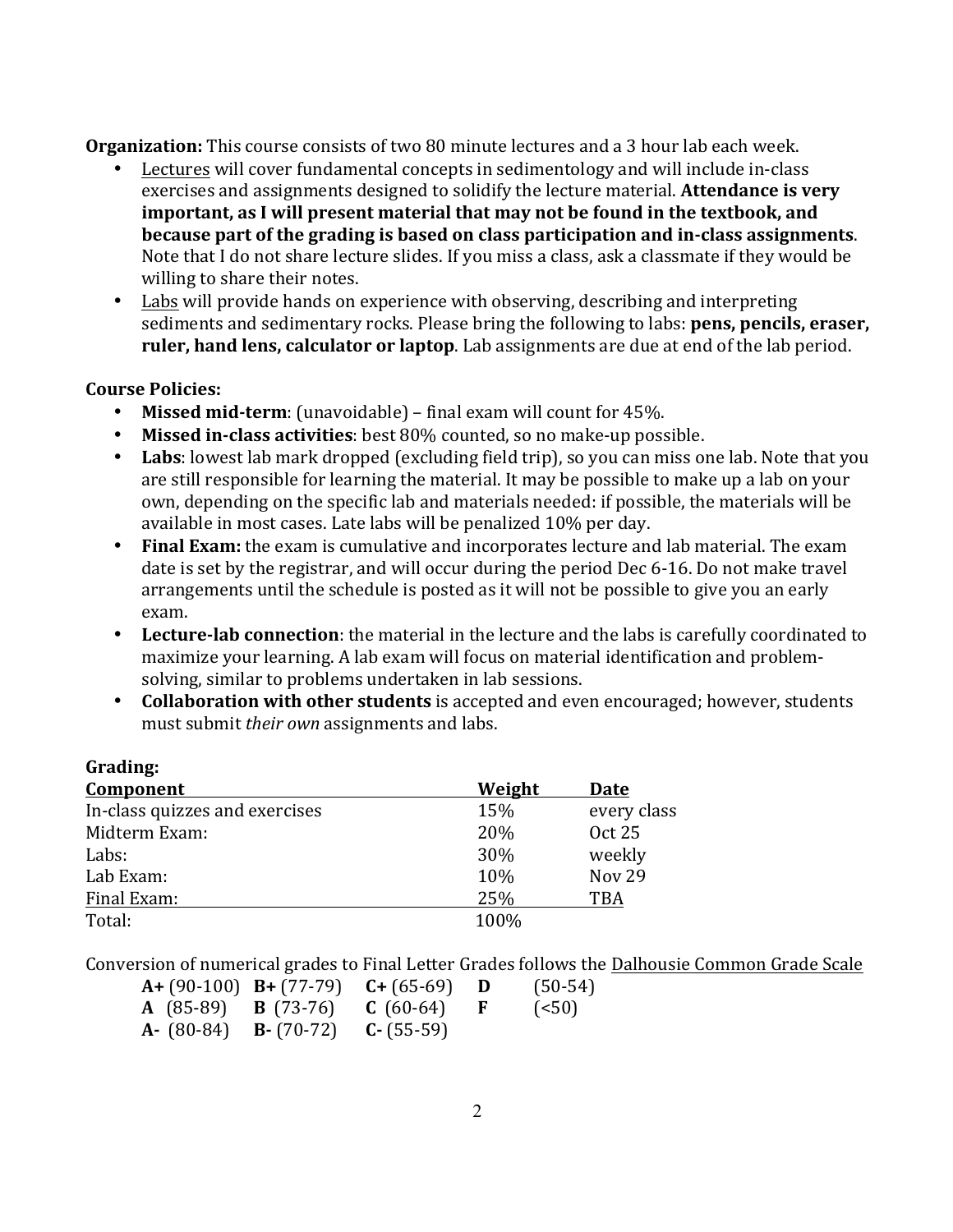**Organization:** This course consists of two 80 minute lectures and a 3 hour lab each week.

- Lectures will cover fundamental concepts in sedimentology and will include in-class exercises and assignments designed to solidify the lecture material. **Attendance is very important, as I will present material that may not be found in the textbook, and because part of the grading is based on class participation and in-class assignments**. Note that I do not share lecture slides. If you miss a class, ask a classmate if they would be willing to share their notes.
- Labs will provide hands on experience with observing, describing and interpreting sediments and sedimentary rocks. Please bring the following to labs: **pens, pencils, eraser, ruler, hand lens, calculator or laptop**. Lab assignments are due at end of the lab period.

**Course Policies:**

- **Missed mid-term**: (unavoidable) – final exam will count for 45%.
- **Missed in-class activities**: best 80% counted, so no make-up possible.
- **Labs**: lowest lab mark dropped (excluding field trip), so you can miss one lab. Note that you are still responsible for learning the material. It may be possible to make up a lab on your own, depending on the specific lab and materials needed: if possible, the materials will be available in most cases. Late labs will be penalized 10% per day.
- **Final Exam:** the exam is cumulative and incorporates lecture and lab material. The exam date is set by the registrar, and will occur during the period Dec 6-16. Do not make travel arrangements until the schedule is posted as it will not be possible to give you an early exam.
- **Lecture-lab connection**: the material in the lecture and the labs is carefully coordinated to maximize your learning. A lab exam will focus on material identification and problem-solving, similar to problems undertaken in lab sessions.
- **Collaboration with other students** is accepted and even encouraged; however, students must submit *their own* assignments and labs.

**Grading:**

| Component | Weight | Date |
|---|---|---|
| In-class quizzes and exercises | 15% | every class |
| Midterm Exam: | 20% | Oct 25 |
| Labs: | 30% | weekly |
| Lab Exam: | 10% | Nov 29 |
| Final Exam: | 25% | TBA |
| Total: | 100% | |

Conversion of numerical grades to Final Letter Grades follows the Dalhousie Common Grade Scale

| | | | |
|---|---|---|---|
| **A+** (90-100) | **B+** (77-79) | **C+** (65-69) | **D** (50-54) |
| **A** (85-89) | **B** (73-76) | **C** (60-64) | **F** (<50) |
| **A-** (80-84) | **B-** (70-72) | **C-** (55-59) | |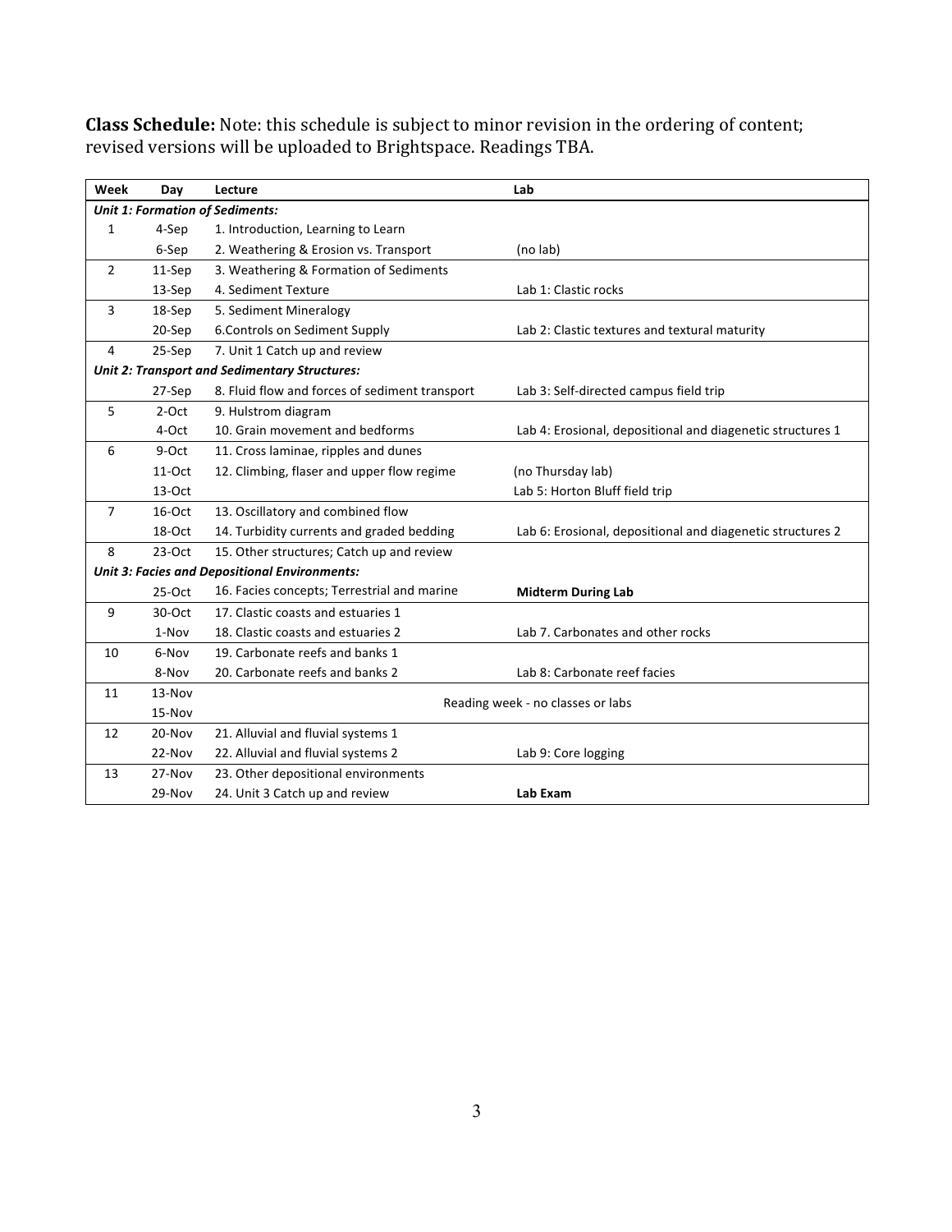**Class Schedule:** Note: this schedule is subject to minor revision in the ordering of content; revised versions will be uploaded to Brightspace. Readings TBA.

| Week | Day | Lecture | Lab |
|---|---|---|---|
| ***Unit 1: Formation of Sediments:*** | | | |
| 1 | 4-Sep | 1. Introduction, Learning to Learn | |
| | 6-Sep | 2. Weathering & Erosion vs. Transport | (no lab) |
| 2 | 11-Sep | 3. Weathering & Formation of Sediments | |
| | 13-Sep | 4. Sediment Texture | Lab 1: Clastic rocks |
| 3 | 18-Sep | 5. Sediment Mineralogy | |
| | 20-Sep | 6.Controls on Sediment Supply | Lab 2: Clastic textures and textural maturity |
| 4 | 25-Sep | 7. Unit 1 Catch up and review | |
| ***Unit 2: Transport and Sedimentary Structures:*** | | | |
| | 27-Sep | 8. Fluid flow and forces of sediment transport | Lab 3: Self-directed campus field trip |
| 5 | 2-Oct | 9. Hulstrom diagram | |
| | 4-Oct | 10. Grain movement and bedforms | Lab 4: Erosional, depositional and diagenetic structures 1 |
| 6 | 9-Oct | 11. Cross laminae, ripples and dunes | |
| | 11-Oct | 12. Climbing, flaser and upper flow regime | (no Thursday lab) |
| | 13-Oct | | Lab 5: Horton Bluff field trip |
| 7 | 16-Oct | 13. Oscillatory and combined flow | |
| | 18-Oct | 14. Turbidity currents and graded bedding | Lab 6: Erosional, depositional and diagenetic structures 2 |
| 8 | 23-Oct | 15. Other structures; Catch up and review | |
| ***Unit 3: Facies and Depositional Environments:*** | | | |
| | 25-Oct | 16. Facies concepts; Terrestrial and marine | **Midterm During Lab** |
| 9 | 30-Oct | 17. Clastic coasts and estuaries 1 | |
| | 1-Nov | 18. Clastic coasts and estuaries 2 | Lab 7. Carbonates and other rocks |
| 10 | 6-Nov | 19. Carbonate reefs and banks 1 | |
| | 8-Nov | 20. Carbonate reefs and banks 2 | Lab 8: Carbonate reef facies |
| 11 | 13-Nov | Reading week - no classes or labs | |
| | 15-Nov | | |
| 12 | 20-Nov | 21. Alluvial and fluvial systems 1 | |
| | 22-Nov | 22. Alluvial and fluvial systems 2 | Lab 9: Core logging |
| 13 | 27-Nov | 23. Other depositional environments | |
| | 29-Nov | 24. Unit 3 Catch up and review | **Lab Exam** |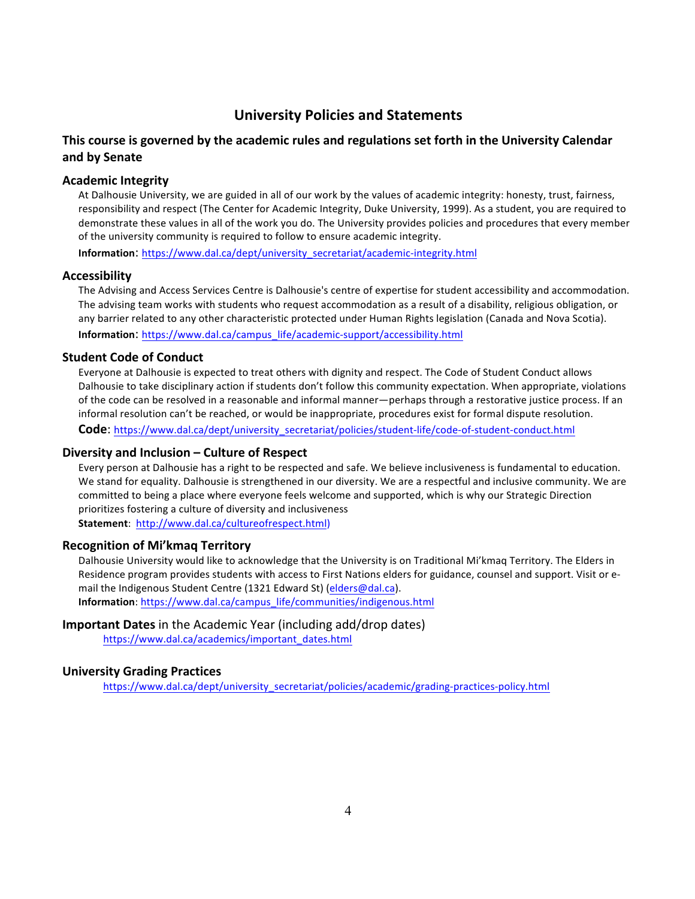# University Policies and Statements

## This course is governed by the academic rules and regulations set forth in the University Calendar and by Senate

### Academic Integrity

At Dalhousie University, we are guided in all of our work by the values of academic integrity: honesty, trust, fairness, responsibility and respect (The Center for Academic Integrity, Duke University, 1999). As a student, you are required to demonstrate these values in all of the work you do. The University provides policies and procedures that every member of the university community is required to follow to ensure academic integrity.

**Information**: https://www.dal.ca/dept/university_secretariat/academic-integrity.html

### Accessibility

The Advising and Access Services Centre is Dalhousie's centre of expertise for student accessibility and accommodation. The advising team works with students who request accommodation as a result of a disability, religious obligation, or any barrier related to any other characteristic protected under Human Rights legislation (Canada and Nova Scotia).

**Information**: https://www.dal.ca/campus_life/academic-support/accessibility.html

### Student Code of Conduct

Everyone at Dalhousie is expected to treat others with dignity and respect. The Code of Student Conduct allows Dalhousie to take disciplinary action if students don't follow this community expectation. When appropriate, violations of the code can be resolved in a reasonable and informal manner—perhaps through a restorative justice process. If an informal resolution can't be reached, or would be inappropriate, procedures exist for formal dispute resolution.

**Code**: https://www.dal.ca/dept/university_secretariat/policies/student-life/code-of-student-conduct.html

### Diversity and Inclusion – Culture of Respect

Every person at Dalhousie has a right to be respected and safe. We believe inclusiveness is fundamental to education. We stand for equality. Dalhousie is strengthened in our diversity. We are a respectful and inclusive community. We are committed to being a place where everyone feels welcome and supported, which is why our Strategic Direction prioritizes fostering a culture of diversity and inclusiveness

**Statement**: http://www.dal.ca/cultureofrespect.html)

### Recognition of Mi'kmaq Territory

Dalhousie University would like to acknowledge that the University is on Traditional Mi'kmaq Territory. The Elders in Residence program provides students with access to First Nations elders for guidance, counsel and support. Visit or e-mail the Indigenous Student Centre (1321 Edward St) (elders@dal.ca).

**Information**: https://www.dal.ca/campus_life/communities/indigenous.html

### **Important Dates** in the Academic Year (including add/drop dates)

https://www.dal.ca/academics/important_dates.html

### University Grading Practices

https://www.dal.ca/dept/university_secretariat/policies/academic/grading-practices-policy.html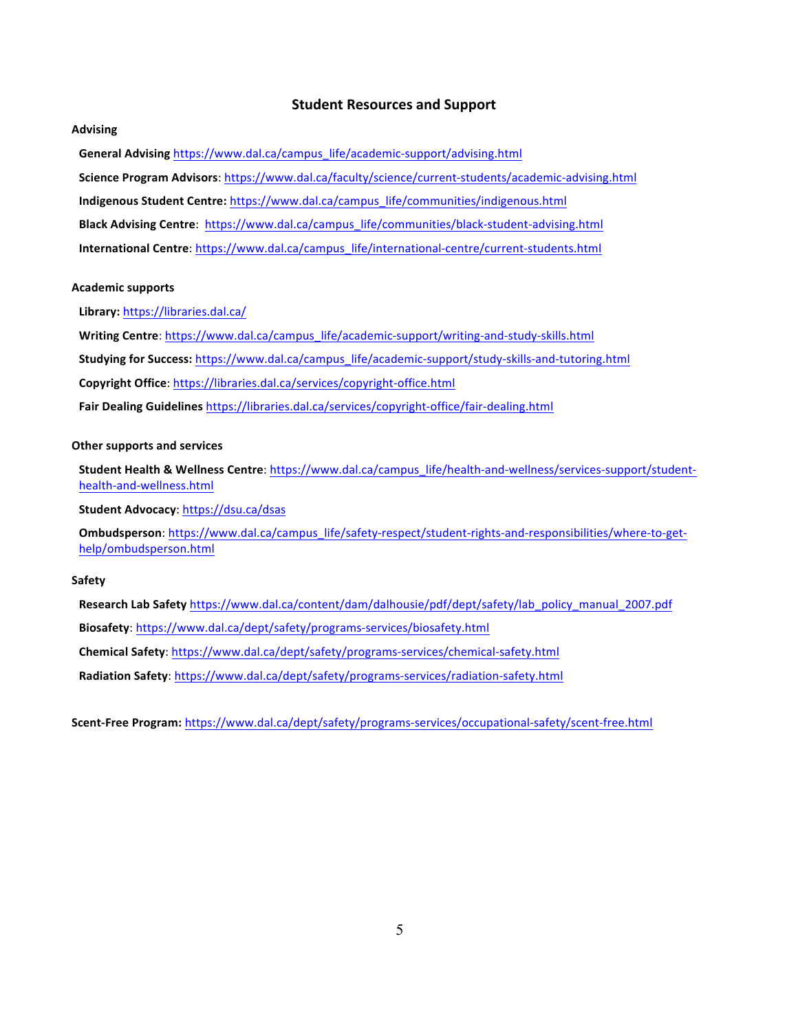## Student Resources and Support

### Advising

**General Advising** https://www.dal.ca/campus_life/academic-support/advising.html

**Science Program Advisors**: https://www.dal.ca/faculty/science/current-students/academic-advising.html

**Indigenous Student Centre:** https://www.dal.ca/campus_life/communities/indigenous.html

**Black Advising Centre**: https://www.dal.ca/campus_life/communities/black-student-advising.html

**International Centre**: https://www.dal.ca/campus_life/international-centre/current-students.html

### Academic supports

**Library:** https://libraries.dal.ca/

**Writing Centre**: https://www.dal.ca/campus_life/academic-support/writing-and-study-skills.html

**Studying for Success:** https://www.dal.ca/campus_life/academic-support/study-skills-and-tutoring.html

**Copyright Office**: https://libraries.dal.ca/services/copyright-office.html

**Fair Dealing Guidelines** https://libraries.dal.ca/services/copyright-office/fair-dealing.html

### Other supports and services

**Student Health & Wellness Centre**: https://www.dal.ca/campus_life/health-and-wellness/services-support/student-health-and-wellness.html

**Student Advocacy**: https://dsu.ca/dsas

**Ombudsperson**: https://www.dal.ca/campus_life/safety-respect/student-rights-and-responsibilities/where-to-get-help/ombudsperson.html

### Safety

**Research Lab Safety** https://www.dal.ca/content/dam/dalhousie/pdf/dept/safety/lab_policy_manual_2007.pdf

**Biosafety**: https://www.dal.ca/dept/safety/programs-services/biosafety.html

**Chemical Safety**: https://www.dal.ca/dept/safety/programs-services/chemical-safety.html

**Radiation Safety**: https://www.dal.ca/dept/safety/programs-services/radiation-safety.html

**Scent-Free Program:** https://www.dal.ca/dept/safety/programs-services/occupational-safety/scent-free.html